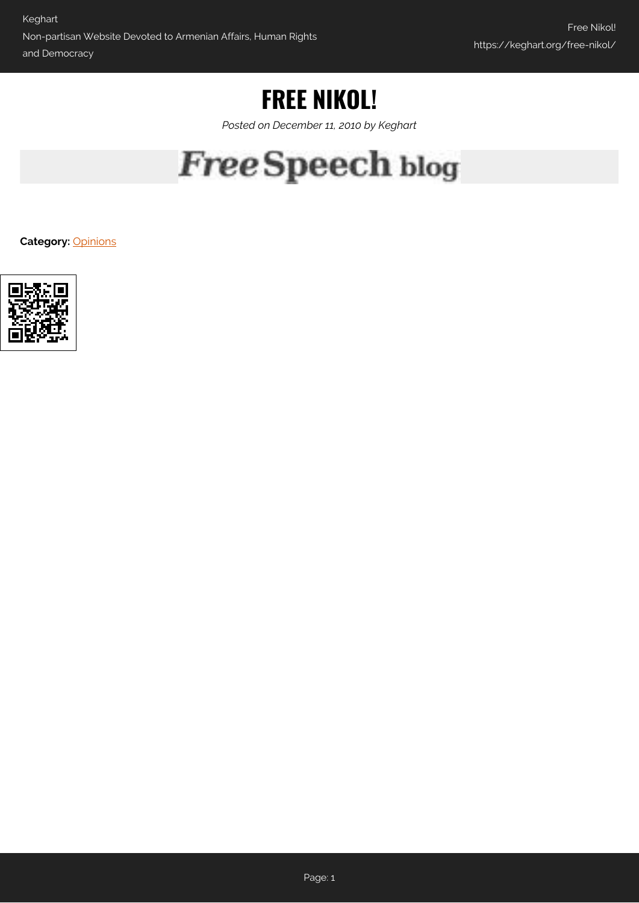# FREE NIKOL!

*Posted on December 11, 2010 by Keghart*

Free Speech blog

**Category:** Opinions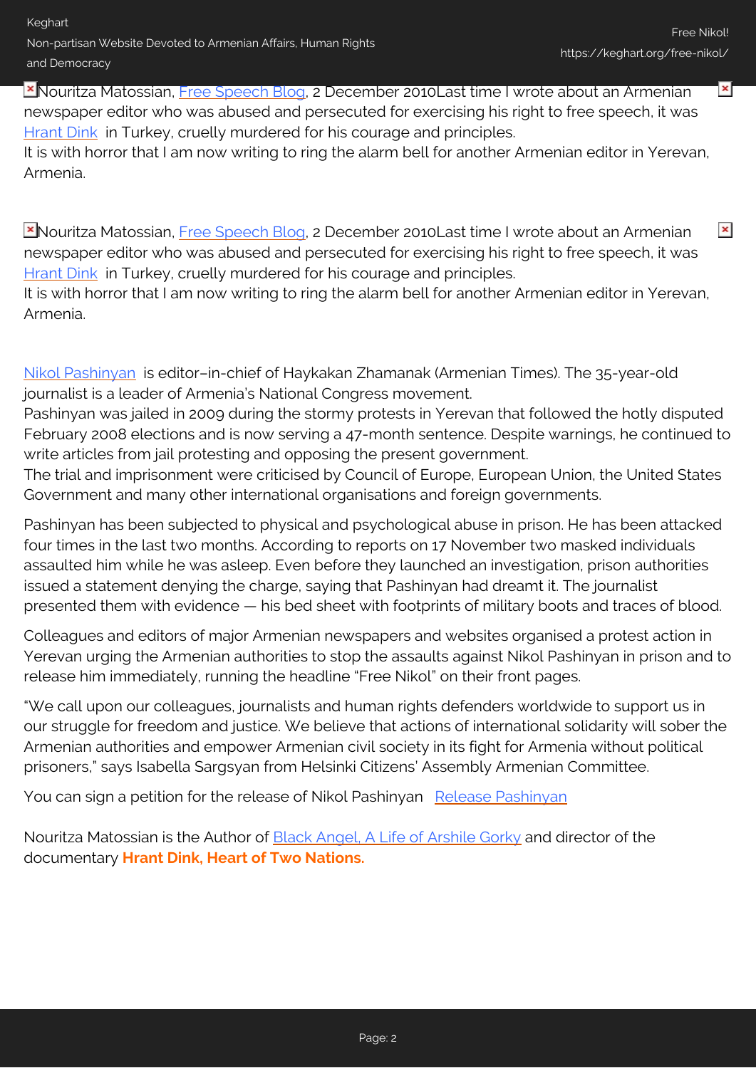Nouritza Matossian, Free Speech Blog, 2 December 2010Last time I wrote about an Armenian newspaper editor who was abused and persecuted for exercising his right to free speech, it was Hrant Dink in Turkey, cruelly murdered for his courage and principles.
It is with horror that I am now writing to ring the alarm bell for another Armenian editor in Yerevan, Armenia.

Nouritza Matossian, Free Speech Blog, 2 December 2010Last time I wrote about an Armenian newspaper editor who was abused and persecuted for exercising his right to free speech, it was Hrant Dink in Turkey, cruelly murdered for his courage and principles.
It is with horror that I am now writing to ring the alarm bell for another Armenian editor in Yerevan, Armenia.

Nikol Pashinyan is editor–in-chief of Haykakan Zhamanak (Armenian Times). The 35-year-old journalist is a leader of Armenia's National Congress movement.
Pashinyan was jailed in 2009 during the stormy protests in Yerevan that followed the hotly disputed February 2008 elections and is now serving a 47-month sentence. Despite warnings, he continued to write articles from jail protesting and opposing the present government.
The trial and imprisonment were criticised by Council of Europe, European Union, the United States Government and many other international organisations and foreign governments.

Pashinyan has been subjected to physical and psychological abuse in prison. He has been attacked four times in the last two months. According to reports on 17 November two masked individuals assaulted him while he was asleep. Even before they launched an investigation, prison authorities issued a statement denying the charge, saying that Pashinyan had dreamt it. The journalist presented them with evidence — his bed sheet with footprints of military boots and traces of blood.

Colleagues and editors of major Armenian newspapers and websites organised a protest action in Yerevan urging the Armenian authorities to stop the assaults against Nikol Pashinyan in prison and to release him immediately, running the headline "Free Nikol" on their front pages.

"We call upon our colleagues, journalists and human rights defenders worldwide to support us in our struggle for freedom and justice. We believe that actions of international solidarity will sober the Armenian authorities and empower Armenian civil society in its fight for Armenia without political prisoners," says Isabella Sargsyan from Helsinki Citizens' Assembly Armenian Committee.

You can sign a petition for the release of Nikol Pashinyan Release Pashinyan

Nouritza Matossian is the Author of Black Angel, A Life of Arshile Gorky and director of the documentary **Hrant Dink, Heart of Two Nations.**